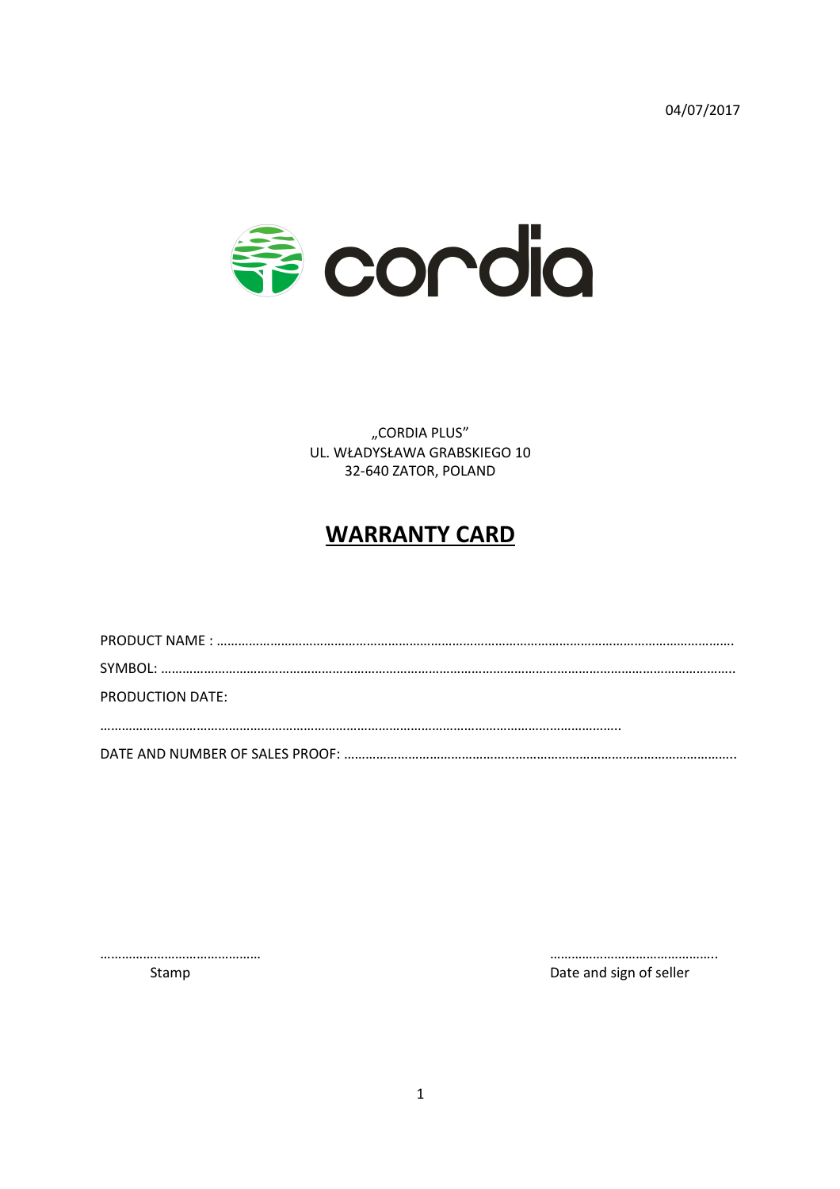04/07/2017

cordia

„CORDIA PLUS"
UL. WŁADYSŁAWA GRABSKIEGO 10
32-640 ZATOR, POLAND

# WARRANTY CARD

PRODUCT NAME : ……………………………………………………………………………………………………………………………………

SYMBOL: ……………………………………………………………………………………………………………………………………………

PRODUCTION DATE:

……………………………………………………………………………………………………………………………….

DATE AND NUMBER OF SALES PROOF: ………………………………………………………………………………………………..

………………………………………
Stamp

………………………………………..
Date and sign of seller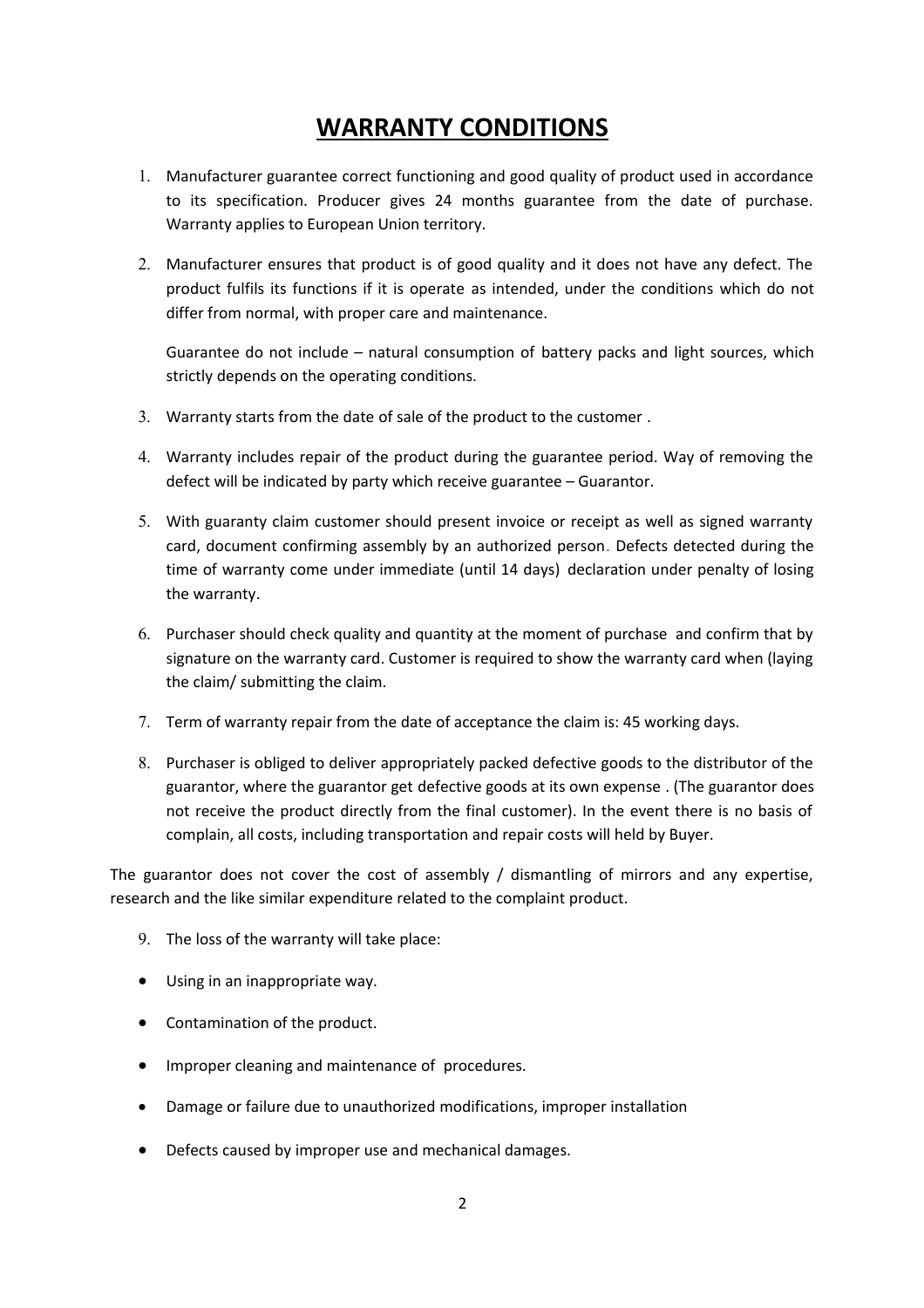# WARRANTY CONDITIONS

1. Manufacturer guarantee correct functioning and good quality of product used in accordance to its specification. Producer gives 24 months guarantee from the date of purchase. Warranty applies to European Union territory.

2. Manufacturer ensures that product is of good quality and it does not have any defect. The product fulfils its functions if it is operate as intended, under the conditions which do not differ from normal, with proper care and maintenance.

   Guarantee do not include – natural consumption of battery packs and light sources, which strictly depends on the operating conditions.

3. Warranty starts from the date of sale of the product to the customer .

4. Warranty includes repair of the product during the guarantee period. Way of removing the defect will be indicated by party which receive guarantee – Guarantor.

5. With guaranty claim customer should present invoice or receipt as well as signed warranty card, document confirming assembly by an authorized person. Defects detected during the time of warranty come under immediate (until 14 days) declaration under penalty of losing the warranty.

6. Purchaser should check quality and quantity at the moment of purchase and confirm that by signature on the warranty card. Customer is required to show the warranty card when (laying the claim/ submitting the claim.

7. Term of warranty repair from the date of acceptance the claim is: 45 working days.

8. Purchaser is obliged to deliver appropriately packed defective goods to the distributor of the guarantor, where the guarantor get defective goods at its own expense . (The guarantor does not receive the product directly from the final customer). In the event there is no basis of complain, all costs, including transportation and repair costs will held by Buyer.

The guarantor does not cover the cost of assembly / dismantling of mirrors and any expertise, research and the like similar expenditure related to the complaint product.

9. The loss of the warranty will take place:

- Using in an inappropriate way.
- Contamination of the product.
- Improper cleaning and maintenance of procedures.
- Damage or failure due to unauthorized modifications, improper installation
- Defects caused by improper use and mechanical damages.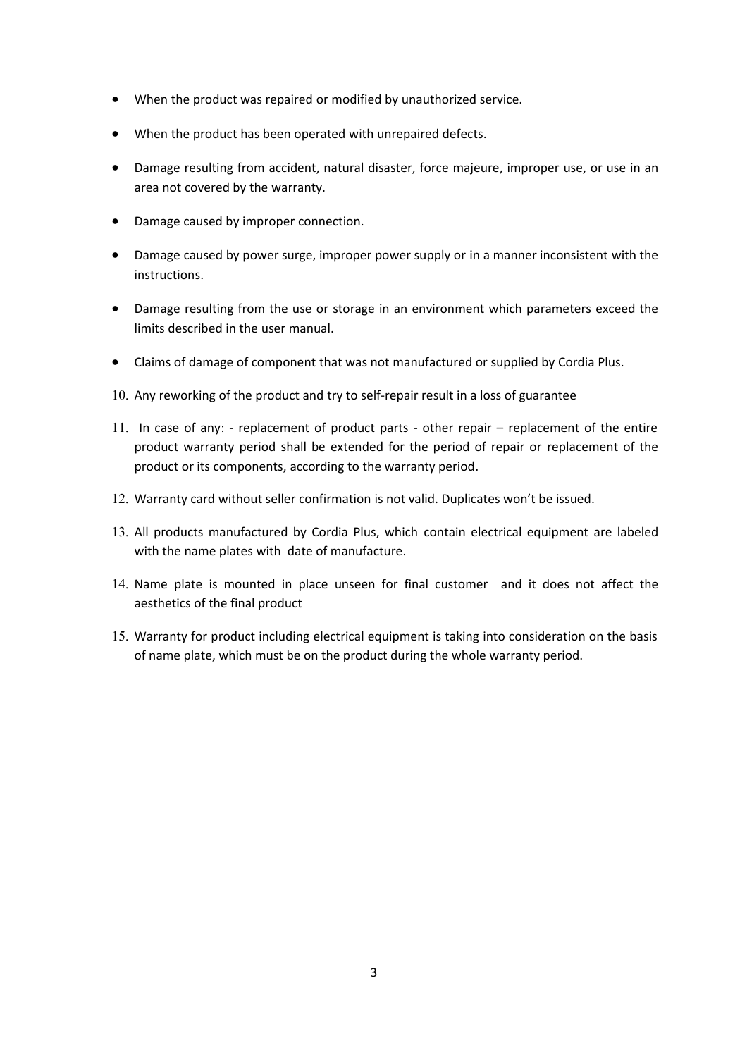- When the product was repaired or modified by unauthorized service.
- When the product has been operated with unrepaired defects.
- Damage resulting from accident, natural disaster, force majeure, improper use, or use in an area not covered by the warranty.
- Damage caused by improper connection.
- Damage caused by power surge, improper power supply or in a manner inconsistent with the instructions.
- Damage resulting from the use or storage in an environment which parameters exceed the limits described in the user manual.
- Claims of damage of component that was not manufactured or supplied by Cordia Plus.

10. Any reworking of the product and try to self-repair result in a loss of guarantee
11. In case of any: - replacement of product parts - other repair – replacement of the entire product warranty period shall be extended for the period of repair or replacement of the product or its components, according to the warranty period.
12. Warranty card without seller confirmation is not valid. Duplicates won't be issued.
13. All products manufactured by Cordia Plus, which contain electrical equipment are labeled with the name plates with date of manufacture.
14. Name plate is mounted in place unseen for final customer and it does not affect the aesthetics of the final product
15. Warranty for product including electrical equipment is taking into consideration on the basis of name plate, which must be on the product during the whole warranty period.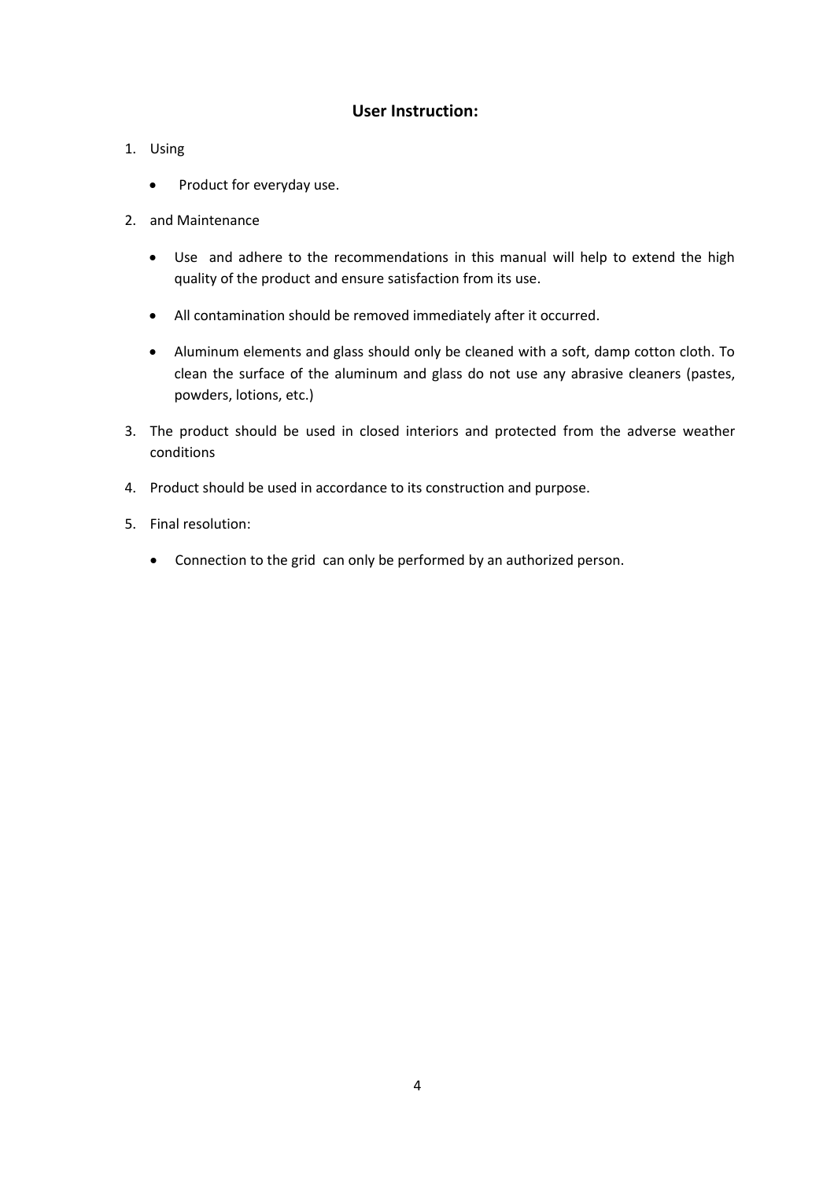## User Instruction:

1. Using
   - Product for everyday use.
2. and Maintenance
   - Use and adhere to the recommendations in this manual will help to extend the high quality of the product and ensure satisfaction from its use.
   - All contamination should be removed immediately after it occurred.
   - Aluminum elements and glass should only be cleaned with a soft, damp cotton cloth. To clean the surface of the aluminum and glass do not use any abrasive cleaners (pastes, powders, lotions, etc.)
3. The product should be used in closed interiors and protected from the adverse weather conditions
4. Product should be used in accordance to its construction and purpose.
5. Final resolution:
   - Connection to the grid can only be performed by an authorized person.